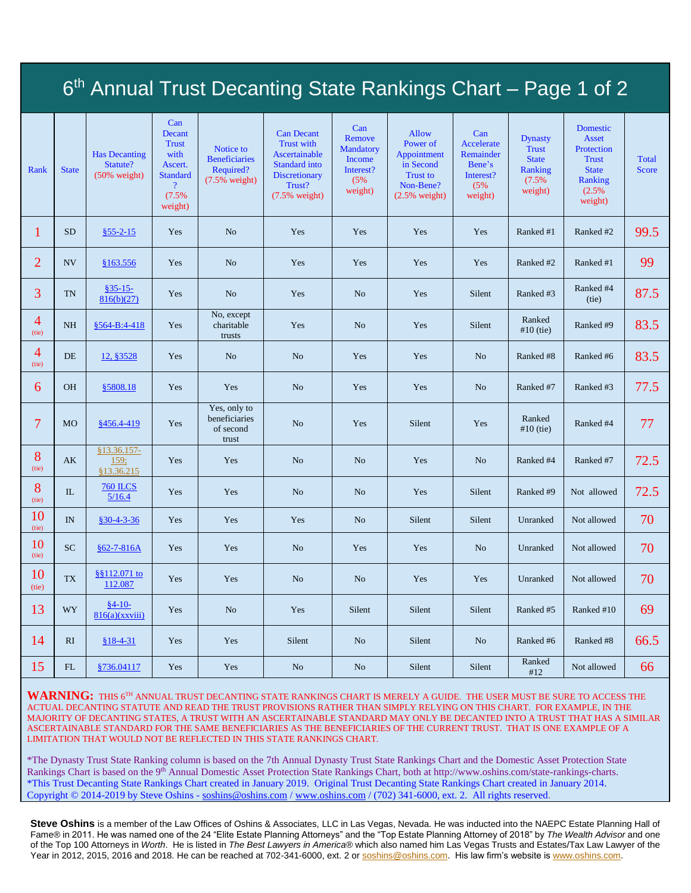# 6th Annual Trust Decanting State Rankings Chart – Page 1 of 2

| Rank | State | Has Decanting Statute? (50% weight) | Can Decant Trust with Ascert. Standard? (7.5% weight) | Notice to Beneficiaries Required? (7.5% weight) | Can Decant Trust with Ascertainable Standard into Discretionary Trust? (7.5% weight) | Can Remove Mandatory Income Interest? (5% weight) | Allow Power of Appointment in Second Trust to Non-Bene? (2.5% weight) | Can Accelerate Remainder Bene's Interest? (5% weight) | Dynasty Trust State Ranking (7.5% weight) | Domestic Asset Protection Trust State Ranking (2.5% weight) | Total Score |
|---|---|---|---|---|---|---|---|---|---|---|---|
| 1 | SD | §55-2-15 | Yes | No | Yes | Yes | Yes | Yes | Ranked #1 | Ranked #2 | 99.5 |
| 2 | NV | §163.556 | Yes | No | Yes | Yes | Yes | Yes | Ranked #2 | Ranked #1 | 99 |
| 3 | TN | §35-15-816(b)(27) | Yes | No | Yes | No | Yes | Silent | Ranked #3 | Ranked #4 (tie) | 87.5 |
| 4 (tie) | NH | §564-B:4-418 | Yes | No, except charitable trusts | Yes | No | Yes | Silent | Ranked #10 (tie) | Ranked #9 | 83.5 |
| 4 (tie) | DE | 12, §3528 | Yes | No | No | Yes | Yes | No | Ranked #8 | Ranked #6 | 83.5 |
| 6 | OH | §5808.18 | Yes | Yes | No | Yes | Yes | No | Ranked #7 | Ranked #3 | 77.5 |
| 7 | MO | §456.4-419 | Yes | Yes, only to beneficiaries of second trust | No | Yes | Silent | Yes | Ranked #10 (tie) | Ranked #4 | 77 |
| 8 (tie) | AK | §13.36.157-159; §13.36.215 | Yes | Yes | No | No | Yes | No | Ranked #4 | Ranked #7 | 72.5 |
| 8 (tie) | IL | 760 ILCS 5/16.4 | Yes | Yes | No | No | Yes | Silent | Ranked #9 | Not allowed | 72.5 |
| 10 (tie) | IN | §30-4-3-36 | Yes | Yes | Yes | No | Silent | Silent | Unranked | Not allowed | 70 |
| 10 (tie) | SC | §62-7-816A | Yes | Yes | No | Yes | Yes | No | Unranked | Not allowed | 70 |
| 10 (tie) | TX | §§112.071 to 112.087 | Yes | Yes | No | No | Yes | Yes | Unranked | Not allowed | 70 |
| 13 | WY | §4-10-816(a)(xxviii) | Yes | No | Yes | Silent | Silent | Silent | Ranked #5 | Ranked #10 | 69 |
| 14 | RI | §18-4-31 | Yes | Yes | Silent | No | Silent | No | Ranked #6 | Ranked #8 | 66.5 |
| 15 | FL | §736.04117 | Yes | Yes | No | No | Silent | Silent | Ranked #12 | Not allowed | 66 |

**WARNING:** THIS 6TH ANNUAL TRUST DECANTING STATE RANKINGS CHART IS MERELY A GUIDE. THE USER MUST BE SURE TO ACCESS THE ACTUAL DECANTING STATUTE AND READ THE TRUST PROVISIONS RATHER THAN SIMPLY RELYING ON THIS CHART. FOR EXAMPLE, IN THE MAJORITY OF DECANTING STATES, A TRUST WITH AN ASCERTAINABLE STANDARD MAY ONLY BE DECANTED INTO A TRUST THAT HAS A SIMILAR ASCERTAINABLE STANDARD FOR THE SAME BENEFICIARIES AS THE BENEFICIARIES OF THE CURRENT TRUST. THAT IS ONE EXAMPLE OF A LIMITATION THAT WOULD NOT BE REFLECTED IN THIS STATE RANKINGS CHART.

*The Dynasty Trust State Ranking column is based on the 7th Annual Dynasty Trust State Rankings Chart and the Domestic Asset Protection State Rankings Chart is based on the 9th Annual Domestic Asset Protection State Rankings Chart, both at http://www.oshins.com/state-rankings-charts.
*This Trust Decanting State Rankings Chart created in January 2019. Original Trust Decanting State Rankings Chart created in January 2014.
Copyright © 2014-2019 by Steve Oshins - soshins@oshins.com / www.oshins.com / (702) 341-6000, ext. 2. All rights reserved.

**Steve Oshins** is a member of the Law Offices of Oshins & Associates, LLC in Las Vegas, Nevada. He was inducted into the NAEPC Estate Planning Hall of Fame® in 2011. He was named one of the 24 "Elite Estate Planning Attorneys" and the "Top Estate Planning Attorney of 2018" by *The Wealth Advisor* and one of the Top 100 Attorneys in *Worth*. He is listed in *The Best Lawyers in America®* which also named him Las Vegas Trusts and Estates/Tax Law Lawyer of the Year in 2012, 2015, 2016 and 2018. He can be reached at 702-341-6000, ext. 2 or soshins@oshins.com. His law firm's website is www.oshins.com.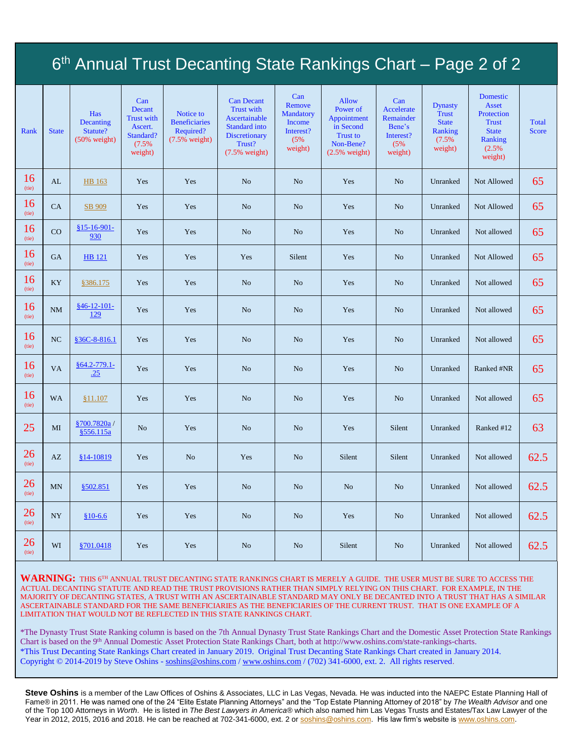# 6th Annual Trust Decanting State Rankings Chart – Page 2 of 2

| Rank | State | Has Decanting Statute? (50% weight) | Can Decant Trust with Ascert. Standard? (7.5% weight) | Notice to Beneficiaries Required? (7.5% weight) | Can Decant Trust with Ascertainable Standard into Discretionary Trust? (7.5% weight) | Can Remove Mandatory Income Interest? (5% weight) | Allow Power of Appointment in Second Trust to Non-Bene? (2.5% weight) | Can Accelerate Remainder Bene's Interest? (5% weight) | Dynasty Trust State Ranking (7.5% weight) | Domestic Asset Protection Trust State Ranking (2.5% weight) | Total Score |
|---|---|---|---|---|---|---|---|---|---|---|---|
| 16 (tie) | AL | HB 163 | Yes | Yes | No | No | Yes | No | Unranked | Not Allowed | 65 |
| 16 (tie) | CA | SB 909 | Yes | Yes | No | No | Yes | No | Unranked | Not Allowed | 65 |
| 16 (tie) | CO | §15-16-901-930 | Yes | Yes | No | No | Yes | No | Unranked | Not allowed | 65 |
| 16 (tie) | GA | HB 121 | Yes | Yes | Yes | Silent | Yes | No | Unranked | Not Allowed | 65 |
| 16 (tie) | KY | §386.175 | Yes | Yes | No | No | Yes | No | Unranked | Not allowed | 65 |
| 16 (tie) | NM | §46-12-101-129 | Yes | Yes | No | No | Yes | No | Unranked | Not allowed | 65 |
| 16 (tie) | NC | §36C-8-816.1 | Yes | Yes | No | No | Yes | No | Unranked | Not allowed | 65 |
| 16 (tie) | VA | §64.2-779.1-.25 | Yes | Yes | No | No | Yes | No | Unranked | Ranked #NR | 65 |
| 16 (tie) | WA | §11.107 | Yes | Yes | No | No | Yes | No | Unranked | Not allowed | 65 |
| 25 | MI | §700.7820a / §556.115a | No | Yes | No | No | Yes | Silent | Unranked | Ranked #12 | 63 |
| 26 (tie) | AZ | §14-10819 | Yes | No | Yes | No | Silent | Silent | Unranked | Not allowed | 62.5 |
| 26 (tie) | MN | §502.851 | Yes | Yes | No | No | No | No | Unranked | Not allowed | 62.5 |
| 26 (tie) | NY | §10-6.6 | Yes | Yes | No | No | Yes | No | Unranked | Not allowed | 62.5 |
| 26 (tie) | WI | §701.0418 | Yes | Yes | No | No | Silent | No | Unranked | Not allowed | 62.5 |

**WARNING:** THIS 6TH ANNUAL TRUST DECANTING STATE RANKINGS CHART IS MERELY A GUIDE. THE USER MUST BE SURE TO ACCESS THE ACTUAL DECANTING STATUTE AND READ THE TRUST PROVISIONS RATHER THAN SIMPLY RELYING ON THIS CHART. FOR EXAMPLE, IN THE MAJORITY OF DECANTING STATES, A TRUST WITH AN ASCERTAINABLE STANDARD MAY ONLY BE DECANTED INTO A TRUST THAT HAS A SIMILAR ASCERTAINABLE STANDARD FOR THE SAME BENEFICIARIES AS THE BENEFICIARIES OF THE CURRENT TRUST. THAT IS ONE EXAMPLE OF A LIMITATION THAT WOULD NOT BE REFLECTED IN THIS STATE RANKINGS CHART.

*The Dynasty Trust State Ranking column is based on the 7th Annual Dynasty Trust State Rankings Chart and the Domestic Asset Protection State Rankings Chart is based on the 9th Annual Domestic Asset Protection State Rankings Chart, both at http://www.oshins.com/state-rankings-charts.
*This Trust Decanting State Rankings Chart created in January 2019. Original Trust Decanting State Rankings Chart created in January 2014.
Copyright © 2014-2019 by Steve Oshins - soshins@oshins.com / www.oshins.com / (702) 341-6000, ext. 2. All rights reserved.

**Steve Oshins** is a member of the Law Offices of Oshins & Associates, LLC in Las Vegas, Nevada. He was inducted into the NAEPC Estate Planning Hall of Fame® in 2011. He was named one of the 24 "Elite Estate Planning Attorneys" and the "Top Estate Planning Attorney of 2018" by *The Wealth Advisor* and one of the Top 100 Attorneys in *Worth*. He is listed in *The Best Lawyers in America®* which also named him Las Vegas Trusts and Estates/Tax Law Lawyer of the Year in 2012, 2015, 2016 and 2018. He can be reached at 702-341-6000, ext. 2 or soshins@oshins.com. His law firm's website is www.oshins.com.